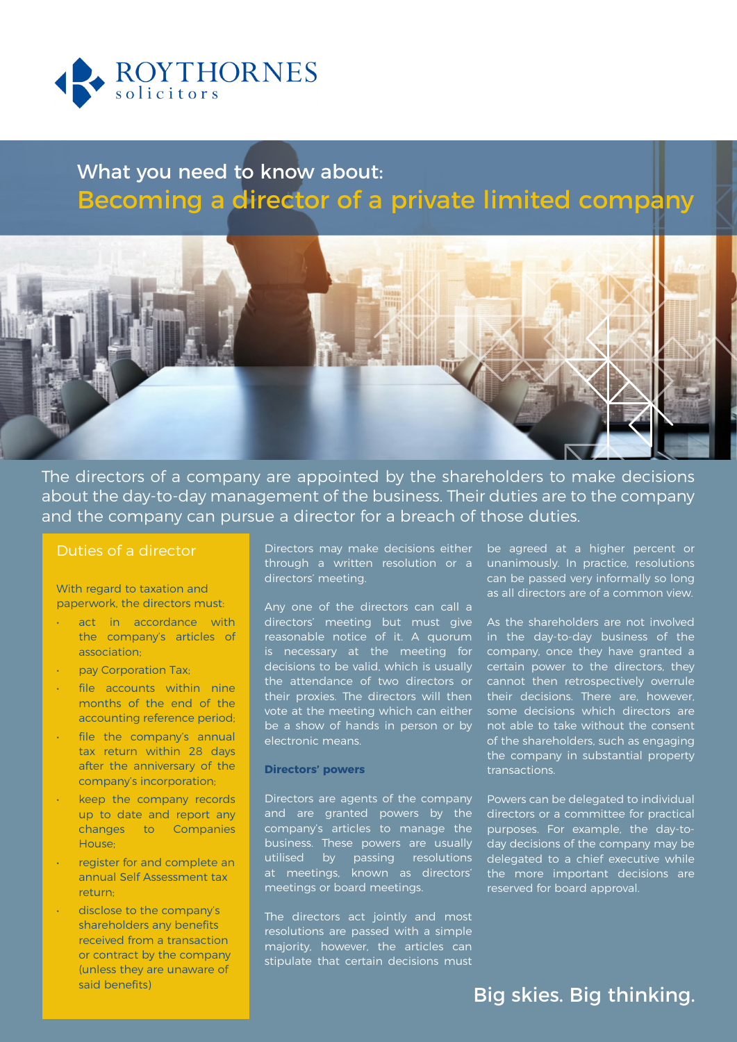ROYTHORNES solicitors

# What you need to know about: Becoming a director of a private limited company

The directors of a company are appointed by the shareholders to make decisions about the day-to-day management of the business. Their duties are to the company and the company can pursue a director for a breach of those duties.

## Duties of a director

With regard to taxation and paperwork, the directors must:

- act in accordance with the company's articles of association;
- pay Corporation Tax;
- file accounts within nine months of the end of the accounting reference period;
- file the company's annual tax return within 28 days after the anniversary of the company's incorporation;
- keep the company records up to date and report any changes to Companies House;
- register for and complete an annual Self Assessment tax return;
- disclose to the company's shareholders any benefits received from a transaction or contract by the company (unless they are unaware of said benefits)

Directors may make decisions either through a written resolution or a directors' meeting.

Any one of the directors can call a directors' meeting but must give reasonable notice of it. A quorum is necessary at the meeting for decisions to be valid, which is usually the attendance of two directors or their proxies. The directors will then vote at the meeting which can either be a show of hands in person or by electronic means.

### Directors' powers

Directors are agents of the company and are granted powers by the company's articles to manage the business. These powers are usually utilised by passing resolutions at meetings, known as directors' meetings or board meetings.

The directors act jointly and most resolutions are passed with a simple majority, however, the articles can stipulate that certain decisions must be agreed at a higher percent or unanimously. In practice, resolutions can be passed very informally so long as all directors are of a common view.

As the shareholders are not involved in the day-to-day business of the company, once they have granted a certain power to the directors, they cannot then retrospectively overrule their decisions. There are, however, some decisions which directors are not able to take without the consent of the shareholders, such as engaging the company in substantial property transactions.

Powers can be delegated to individual directors or a committee for practical purposes. For example, the day-to-day decisions of the company may be delegated to a chief executive while the more important decisions are reserved for board approval.

Big skies. Big thinking.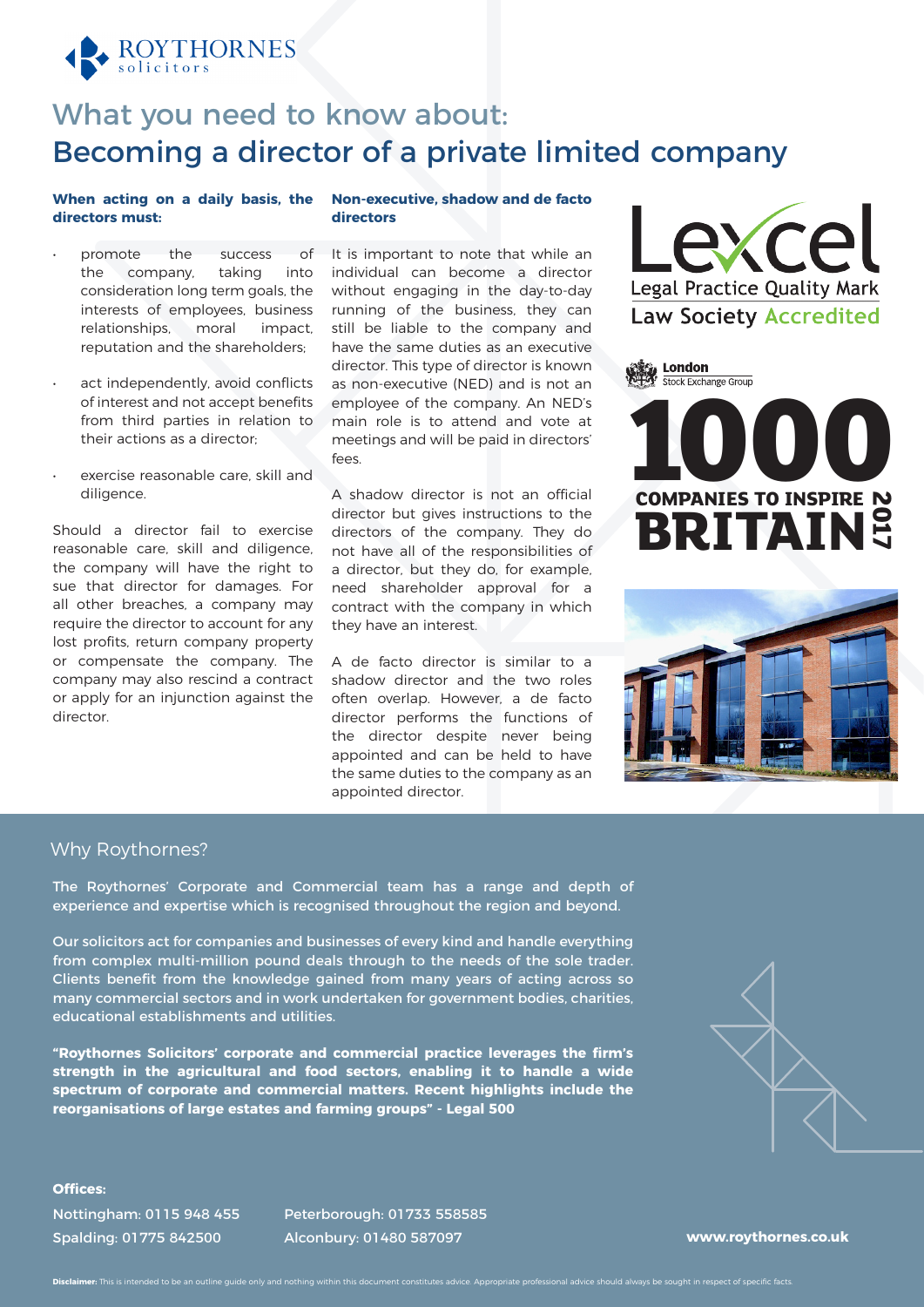# What you need to know about: Becoming a director of a private limited company

**When acting on a daily basis, the directors must:**

- promote the success of the company, taking into consideration long term goals, the interests of employees, business relationships, moral impact, reputation and the shareholders;
- act independently, avoid conflicts of interest and not accept benefits from third parties in relation to their actions as a director;
- exercise reasonable care, skill and diligence.

Should a director fail to exercise reasonable care, skill and diligence, the company will have the right to sue that director for damages. For all other breaches, a company may require the director to account for any lost profits, return company property or compensate the company. The company may also rescind a contract or apply for an injunction against the director.

**Non-executive, shadow and de facto directors**

It is important to note that while an individual can become a director without engaging in the day-to-day running of the business, they can still be liable to the company and have the same duties as an executive director. This type of director is known as non-executive (NED) and is not an employee of the company. An NED's main role is to attend and vote at meetings and will be paid in directors' fees.

A shadow director is not an official director but gives instructions to the directors of the company. They do not have all of the responsibilities of a director, but they do, for example, need shareholder approval for a contract with the company in which they have an interest.

A de facto director is similar to a shadow director and the two roles often overlap. However, a de facto director performs the functions of the director despite never being appointed and can be held to have the same duties to the company as an appointed director.

Lexcel
Legal Practice Quality Mark
Law Society Accredited

London Stock Exchange Group
1000 COMPANIES TO INSPIRE BRITAIN 2017

## Why Roythornes?

The Roythornes' Corporate and Commercial team has a range and depth of experience and expertise which is recognised throughout the region and beyond.

Our solicitors act for companies and businesses of every kind and handle everything from complex multi-million pound deals through to the needs of the sole trader. Clients benefit from the knowledge gained from many years of acting across so many commercial sectors and in work undertaken for government bodies, charities, educational establishments and utilities.

**"Roythornes Solicitors' corporate and commercial practice leverages the firm's strength in the agricultural and food sectors, enabling it to handle a wide spectrum of corporate and commercial matters. Recent highlights include the reorganisations of large estates and farming groups" - Legal 500**

**Offices:**

Nottingham: 0115 948 455
Spalding: 01775 842500
Peterborough: 01733 558585
Alconbury: 01480 587097

**www.roythornes.co.uk**

**Disclaimer:** This is intended to be an outline guide only and nothing within this document constitutes advice. Appropriate professional advice should always be sought in respect of specific facts.